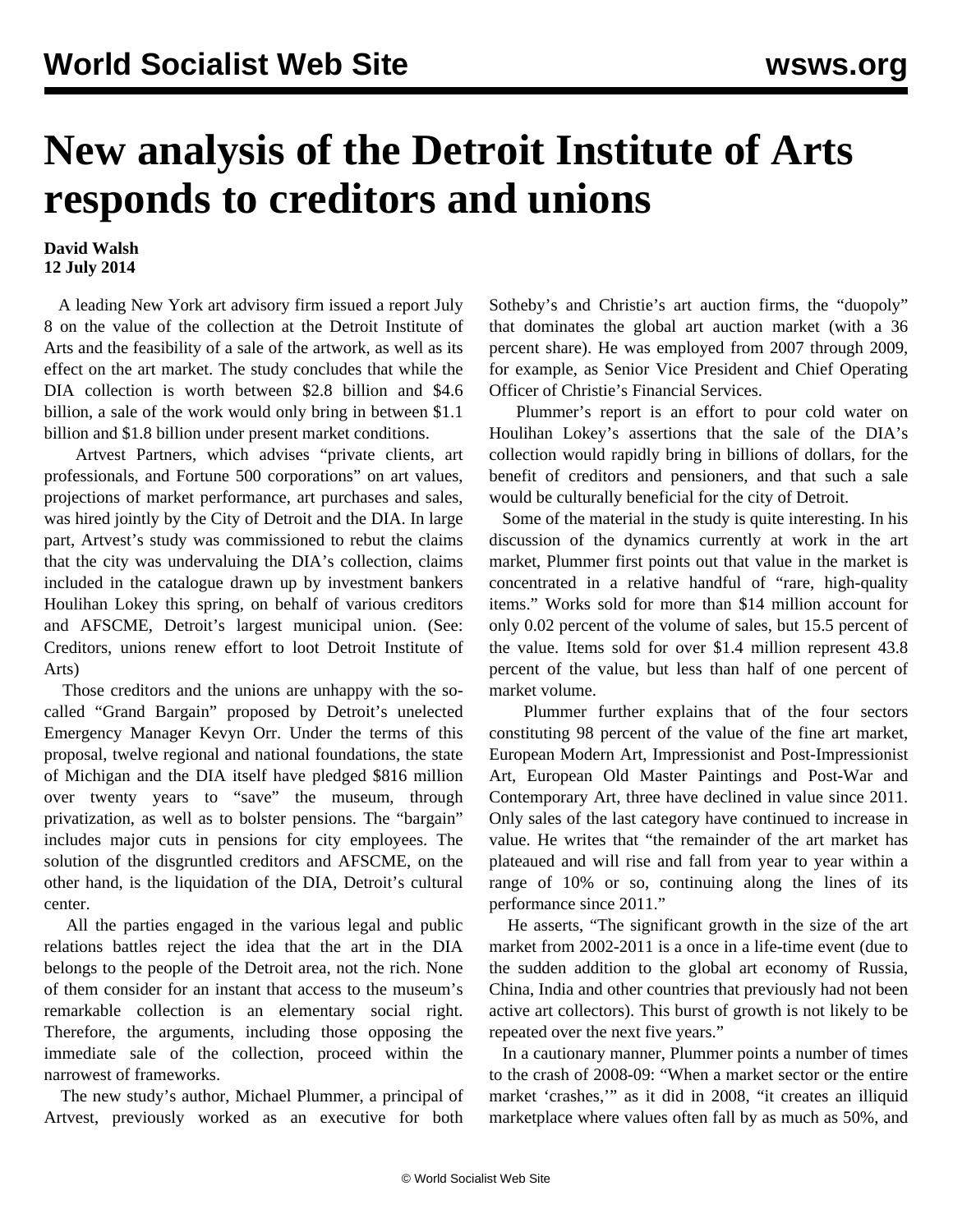# New analysis of the Detroit Institute of Arts responds to creditors and unions

**David Walsh**
**12 July 2014**

A leading New York art advisory firm issued a report July 8 on the value of the collection at the Detroit Institute of Arts and the feasibility of a sale of the artwork, as well as its effect on the art market. The study concludes that while the DIA collection is worth between $2.8 billion and $4.6 billion, a sale of the work would only bring in between $1.1 billion and $1.8 billion under present market conditions.

Artvest Partners, which advises "private clients, art professionals, and Fortune 500 corporations" on art values, projections of market performance, art purchases and sales, was hired jointly by the City of Detroit and the DIA. In large part, Artvest's study was commissioned to rebut the claims that the city was undervaluing the DIA's collection, claims included in the catalogue drawn up by investment bankers Houlihan Lokey this spring, on behalf of various creditors and AFSCME, Detroit's largest municipal union. (See: Creditors, unions renew effort to loot Detroit Institute of Arts)

Those creditors and the unions are unhappy with the so-called "Grand Bargain" proposed by Detroit's unelected Emergency Manager Kevyn Orr. Under the terms of this proposal, twelve regional and national foundations, the state of Michigan and the DIA itself have pledged $816 million over twenty years to "save" the museum, through privatization, as well as to bolster pensions. The "bargain" includes major cuts in pensions for city employees. The solution of the disgruntled creditors and AFSCME, on the other hand, is the liquidation of the DIA, Detroit's cultural center.

All the parties engaged in the various legal and public relations battles reject the idea that the art in the DIA belongs to the people of the Detroit area, not the rich. None of them consider for an instant that access to the museum's remarkable collection is an elementary social right. Therefore, the arguments, including those opposing the immediate sale of the collection, proceed within the narrowest of frameworks.

The new study's author, Michael Plummer, a principal of Artvest, previously worked as an executive for both Sotheby's and Christie's art auction firms, the "duopoly" that dominates the global art auction market (with a 36 percent share). He was employed from 2007 through 2009, for example, as Senior Vice President and Chief Operating Officer of Christie's Financial Services.

Plummer's report is an effort to pour cold water on Houlihan Lokey's assertions that the sale of the DIA's collection would rapidly bring in billions of dollars, for the benefit of creditors and pensioners, and that such a sale would be culturally beneficial for the city of Detroit.

Some of the material in the study is quite interesting. In his discussion of the dynamics currently at work in the art market, Plummer first points out that value in the market is concentrated in a relative handful of "rare, high-quality items." Works sold for more than $14 million account for only 0.02 percent of the volume of sales, but 15.5 percent of the value. Items sold for over $1.4 million represent 43.8 percent of the value, but less than half of one percent of market volume.

Plummer further explains that of the four sectors constituting 98 percent of the value of the fine art market, European Modern Art, Impressionist and Post-Impressionist Art, European Old Master Paintings and Post-War and Contemporary Art, three have declined in value since 2011. Only sales of the last category have continued to increase in value. He writes that "the remainder of the art market has plateaued and will rise and fall from year to year within a range of 10% or so, continuing along the lines of its performance since 2011."

He asserts, "The significant growth in the size of the art market from 2002-2011 is a once in a life-time event (due to the sudden addition to the global art economy of Russia, China, India and other countries that previously had not been active art collectors). This burst of growth is not likely to be repeated over the next five years."

In a cautionary manner, Plummer points a number of times to the crash of 2008-09: "When a market sector or the entire market 'crashes,'" as it did in 2008, "it creates an illiquid marketplace where values often fall by as much as 50%, and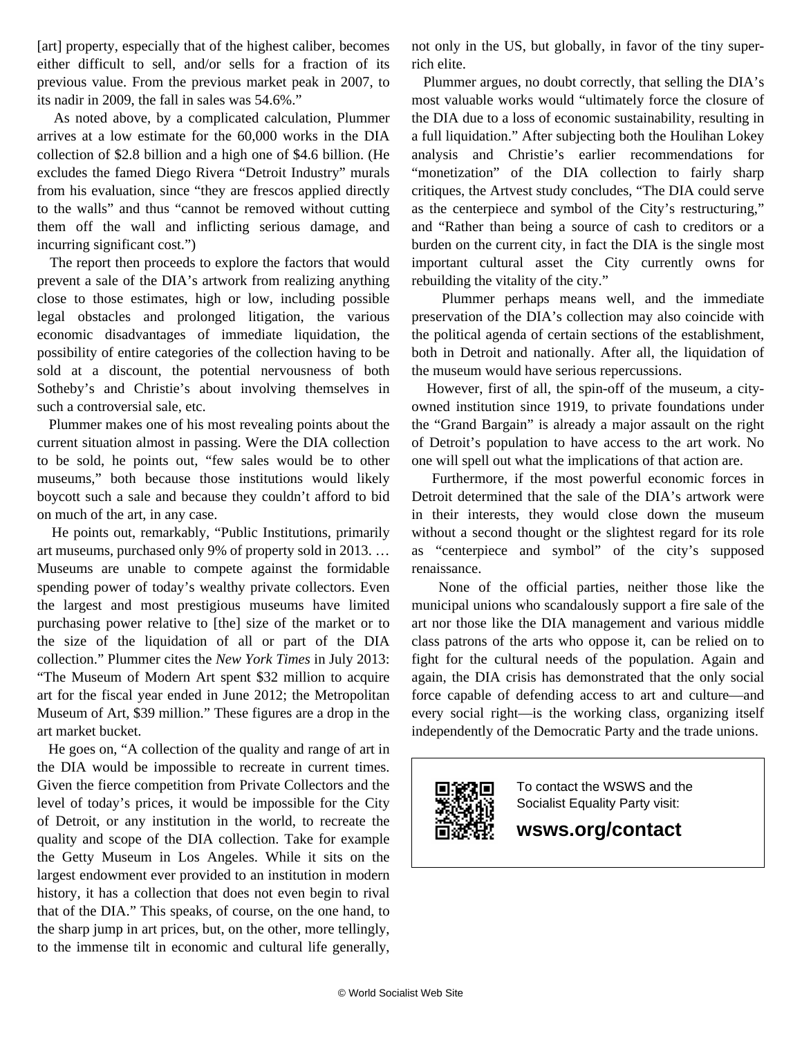[art] property, especially that of the highest caliber, becomes either difficult to sell, and/or sells for a fraction of its previous value. From the previous market peak in 2007, to its nadir in 2009, the fall in sales was 54.6%."

As noted above, by a complicated calculation, Plummer arrives at a low estimate for the 60,000 works in the DIA collection of $2.8 billion and a high one of $4.6 billion. (He excludes the famed Diego Rivera "Detroit Industry" murals from his evaluation, since "they are frescos applied directly to the walls" and thus "cannot be removed without cutting them off the wall and inflicting serious damage, and incurring significant cost.")

The report then proceeds to explore the factors that would prevent a sale of the DIA's artwork from realizing anything close to those estimates, high or low, including possible legal obstacles and prolonged litigation, the various economic disadvantages of immediate liquidation, the possibility of entire categories of the collection having to be sold at a discount, the potential nervousness of both Sotheby's and Christie's about involving themselves in such a controversial sale, etc.

Plummer makes one of his most revealing points about the current situation almost in passing. Were the DIA collection to be sold, he points out, "few sales would be to other museums," both because those institutions would likely boycott such a sale and because they couldn't afford to bid on much of the art, in any case.

He points out, remarkably, "Public Institutions, primarily art museums, purchased only 9% of property sold in 2013. … Museums are unable to compete against the formidable spending power of today's wealthy private collectors. Even the largest and most prestigious museums have limited purchasing power relative to [the] size of the market or to the size of the liquidation of all or part of the DIA collection." Plummer cites the *New York Times* in July 2013: "The Museum of Modern Art spent $32 million to acquire art for the fiscal year ended in June 2012; the Metropolitan Museum of Art, $39 million." These figures are a drop in the art market bucket.

He goes on, "A collection of the quality and range of art in the DIA would be impossible to recreate in current times. Given the fierce competition from Private Collectors and the level of today's prices, it would be impossible for the City of Detroit, or any institution in the world, to recreate the quality and scope of the DIA collection. Take for example the Getty Museum in Los Angeles. While it sits on the largest endowment ever provided to an institution in modern history, it has a collection that does not even begin to rival that of the DIA." This speaks, of course, on the one hand, to the sharp jump in art prices, but, on the other, more tellingly, to the immense tilt in economic and cultural life generally, not only in the US, but globally, in favor of the tiny super-rich elite.

Plummer argues, no doubt correctly, that selling the DIA's most valuable works would "ultimately force the closure of the DIA due to a loss of economic sustainability, resulting in a full liquidation." After subjecting both the Houlihan Lokey analysis and Christie's earlier recommendations for "monetization" of the DIA collection to fairly sharp critiques, the Artvest study concludes, "The DIA could serve as the centerpiece and symbol of the City's restructuring," and "Rather than being a source of cash to creditors or a burden on the current city, in fact the DIA is the single most important cultural asset the City currently owns for rebuilding the vitality of the city."

Plummer perhaps means well, and the immediate preservation of the DIA's collection may also coincide with the political agenda of certain sections of the establishment, both in Detroit and nationally. After all, the liquidation of the museum would have serious repercussions.

However, first of all, the spin-off of the museum, a city-owned institution since 1919, to private foundations under the "Grand Bargain" is already a major assault on the right of Detroit's population to have access to the art work. No one will spell out what the implications of that action are.

Furthermore, if the most powerful economic forces in Detroit determined that the sale of the DIA's artwork were in their interests, they would close down the museum without a second thought or the slightest regard for its role as "centerpiece and symbol" of the city's supposed renaissance.

None of the official parties, neither those like the municipal unions who scandalously support a fire sale of the art nor those like the DIA management and various middle class patrons of the arts who oppose it, can be relied on to fight for the cultural needs of the population. Again and again, the DIA crisis has demonstrated that the only social force capable of defending access to art and culture—and every social right—is the working class, organizing itself independently of the Democratic Party and the trade unions.

To contact the WSWS and the Socialist Equality Party visit:

**wsws.org/contact**